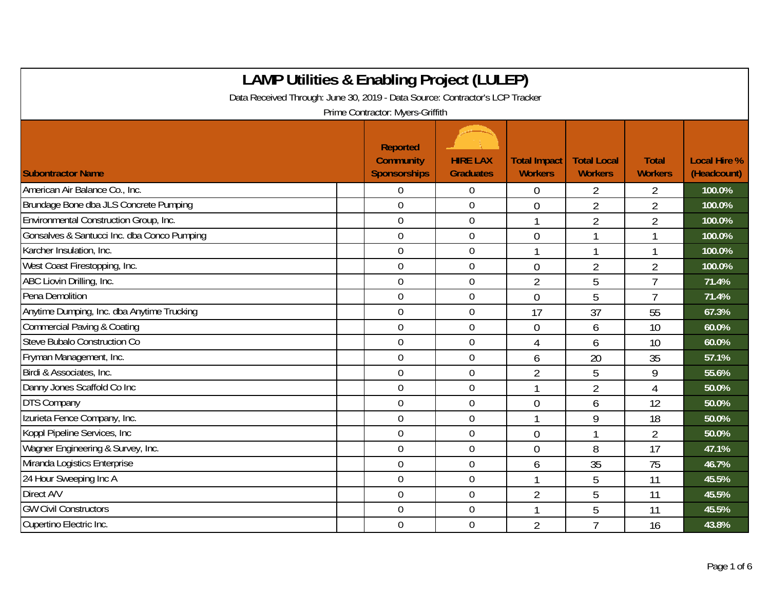# LAMP Utilities & Enabling Project (LULEP)

Data Received Through: June 30, 2019 - Data Source: Contractor's LCP Tracker

Prime Contractor: Myers-Griffith

| Subontractor Name | Reported Community Sponsorships | HIRE LAX Graduates | Total Impact Workers | Total Local Workers | Total Workers | Local Hire % (Headcount) |
|---|---|---|---|---|---|---|
| American Air Balance Co., Inc. | 0 | 0 | 0 | 2 | 2 | 100.0% |
| Brundage Bone dba JLS Concrete Pumping | 0 | 0 | 0 | 2 | 2 | 100.0% |
| Environmental Construction Group, Inc. | 0 | 0 | 1 | 2 | 2 | 100.0% |
| Gonsalves & Santucci Inc. dba Conco Pumping | 0 | 0 | 0 | 1 | 1 | 100.0% |
| Karcher Insulation, Inc. | 0 | 0 | 1 | 1 | 1 | 100.0% |
| West Coast Firestopping, Inc. | 0 | 0 | 0 | 2 | 2 | 100.0% |
| ABC Liovin Drilling, Inc. | 0 | 0 | 2 | 5 | 7 | 71.4% |
| Pena Demolition | 0 | 0 | 0 | 5 | 7 | 71.4% |
| Anytime Dumping, Inc. dba Anytime Trucking | 0 | 0 | 17 | 37 | 55 | 67.3% |
| Commercial Paving & Coating | 0 | 0 | 0 | 6 | 10 | 60.0% |
| Steve Bubalo Construction Co | 0 | 0 | 4 | 6 | 10 | 60.0% |
| Fryman Management, Inc. | 0 | 0 | 6 | 20 | 35 | 57.1% |
| Birdi & Associates, Inc. | 0 | 0 | 2 | 5 | 9 | 55.6% |
| Danny Jones Scaffold Co Inc | 0 | 0 | 1 | 2 | 4 | 50.0% |
| DTS Company | 0 | 0 | 0 | 6 | 12 | 50.0% |
| Izurieta Fence Company, Inc. | 0 | 0 | 1 | 9 | 18 | 50.0% |
| Koppl Pipeline Services, Inc | 0 | 0 | 0 | 1 | 2 | 50.0% |
| Wagner Engineering & Survey, Inc. | 0 | 0 | 0 | 8 | 17 | 47.1% |
| Miranda Logistics Enterprise | 0 | 0 | 6 | 35 | 75 | 46.7% |
| 24 Hour Sweeping Inc A | 0 | 0 | 1 | 5 | 11 | 45.5% |
| Direct A/V | 0 | 0 | 2 | 5 | 11 | 45.5% |
| GW Civil Constructors | 0 | 0 | 1 | 5 | 11 | 45.5% |
| Cupertino Electric Inc. | 0 | 0 | 2 | 7 | 16 | 43.8% |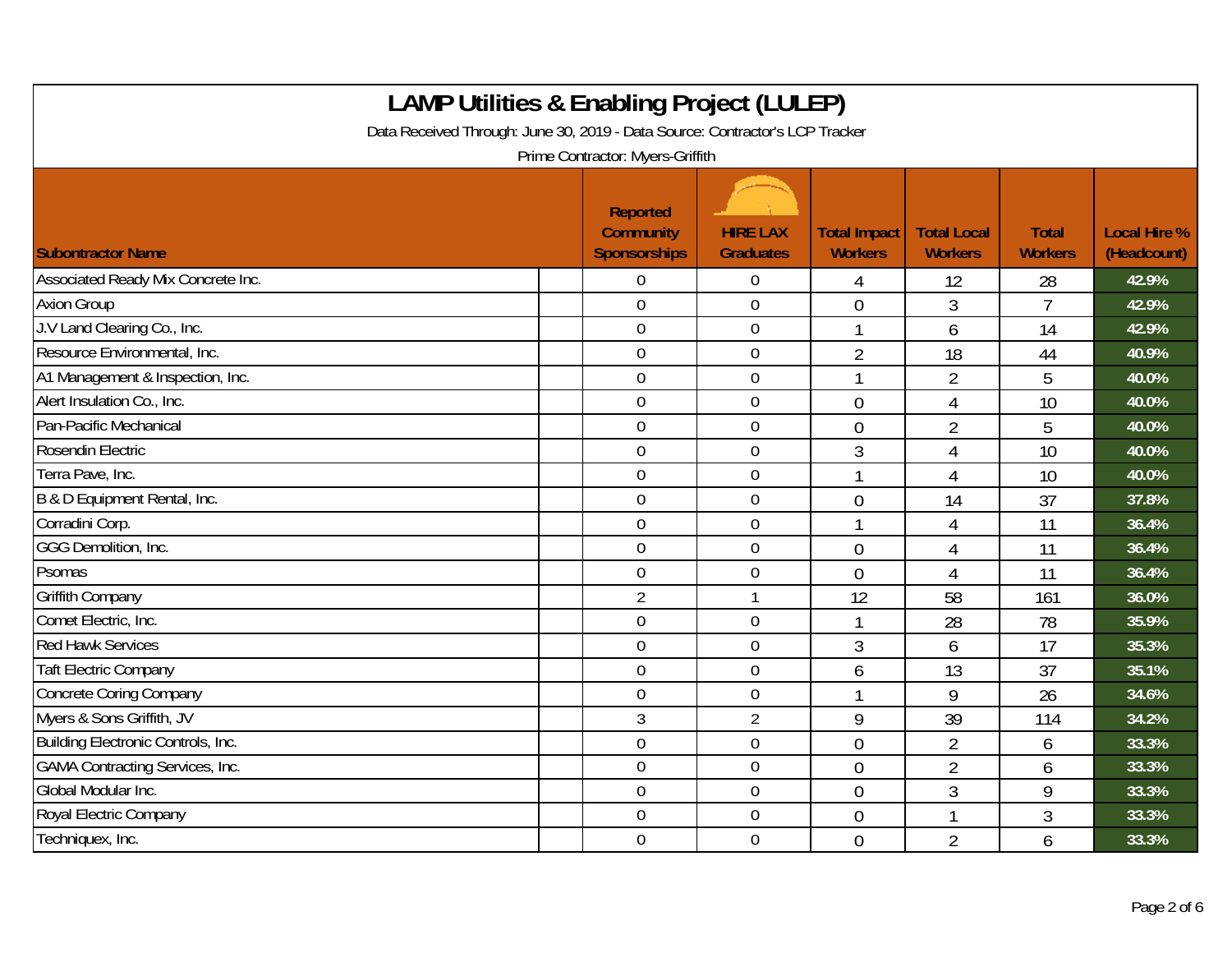# LAMP Utilities & Enabling Project (LULEP)

Data Received Through: June 30, 2019 - Data Source: Contractor's LCP Tracker

Prime Contractor: Myers-Griffith

| Subontractor Name | Reported Community Sponsorships | HIRE LAX Graduates | Total Impact Workers | Total Local Workers | Total Workers | Local Hire % (Headcount) |
|---|---|---|---|---|---|---|
| Associated Ready Mix Concrete Inc. | 0 | 0 | 4 | 12 | 28 | 42.9% |
| Axion Group | 0 | 0 | 0 | 3 | 7 | 42.9% |
| J.V Land Clearing Co., Inc. | 0 | 0 | 1 | 6 | 14 | 42.9% |
| Resource Environmental, Inc. | 0 | 0 | 2 | 18 | 44 | 40.9% |
| A1 Management & Inspection, Inc. | 0 | 0 | 1 | 2 | 5 | 40.0% |
| Alert Insulation Co., Inc. | 0 | 0 | 0 | 4 | 10 | 40.0% |
| Pan-Pacific Mechanical | 0 | 0 | 0 | 2 | 5 | 40.0% |
| Rosendin Electric | 0 | 0 | 3 | 4 | 10 | 40.0% |
| Terra Pave, Inc. | 0 | 0 | 1 | 4 | 10 | 40.0% |
| B & D Equipment Rental, Inc. | 0 | 0 | 0 | 14 | 37 | 37.8% |
| Corradini Corp. | 0 | 0 | 1 | 4 | 11 | 36.4% |
| GGG Demolition, Inc. | 0 | 0 | 0 | 4 | 11 | 36.4% |
| Psomas | 0 | 0 | 0 | 4 | 11 | 36.4% |
| Griffith Company | 2 | 1 | 12 | 58 | 161 | 36.0% |
| Comet Electric, Inc. | 0 | 0 | 1 | 28 | 78 | 35.9% |
| Red Hawk Services | 0 | 0 | 3 | 6 | 17 | 35.3% |
| Taft Electric Company | 0 | 0 | 6 | 13 | 37 | 35.1% |
| Concrete Coring Company | 0 | 0 | 1 | 9 | 26 | 34.6% |
| Myers & Sons Griffith, JV | 3 | 2 | 9 | 39 | 114 | 34.2% |
| Building Electronic Controls, Inc. | 0 | 0 | 0 | 2 | 6 | 33.3% |
| GAMA Contracting Services, Inc. | 0 | 0 | 0 | 2 | 6 | 33.3% |
| Global Modular Inc. | 0 | 0 | 0 | 3 | 9 | 33.3% |
| Royal Electric Company | 0 | 0 | 0 | 1 | 3 | 33.3% |
| Techniquex, Inc. | 0 | 0 | 0 | 2 | 6 | 33.3% |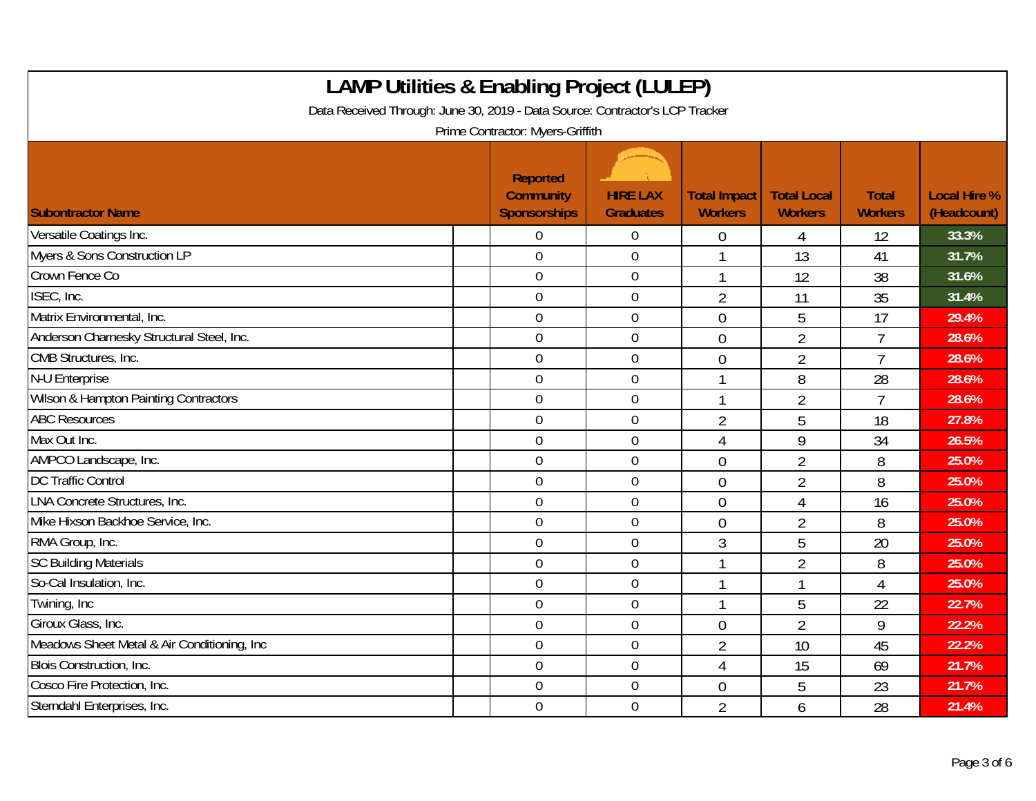# LAMP Utilities & Enabling Project (LULEP)

Data Received Through: June 30, 2019 - Data Source: Contractor's LCP Tracker

Prime Contractor: Myers-Griffith

| Subcontractor Name | Reported Community Sponsorships | HIRE LAX Graduates | Total Impact Workers | Total Local Workers | Total Workers | Local Hire % (Headcount) |
|---|---|---|---|---|---|---|
| Versatile Coatings Inc. | 0 | 0 | 0 | 4 | 12 | 33.3% |
| Myers & Sons Construction LP | 0 | 0 | 1 | 13 | 41 | 31.7% |
| Crown Fence Co | 0 | 0 | 1 | 12 | 38 | 31.6% |
| ISEC, Inc. | 0 | 0 | 2 | 11 | 35 | 31.4% |
| Matrix Environmental, Inc. | 0 | 0 | 0 | 5 | 17 | 29.4% |
| Anderson Charnesky Structural Steel, Inc. | 0 | 0 | 0 | 2 | 7 | 28.6% |
| CMB Structures, Inc. | 0 | 0 | 0 | 2 | 7 | 28.6% |
| N-U Enterprise | 0 | 0 | 1 | 8 | 28 | 28.6% |
| Wilson & Hampton Painting Contractors | 0 | 0 | 1 | 2 | 7 | 28.6% |
| ABC Resources | 0 | 0 | 2 | 5 | 18 | 27.8% |
| Max Out Inc. | 0 | 0 | 4 | 9 | 34 | 26.5% |
| AMPCO Landscape, Inc. | 0 | 0 | 0 | 2 | 8 | 25.0% |
| DC Traffic Control | 0 | 0 | 0 | 2 | 8 | 25.0% |
| LNA Concrete Structures, Inc. | 0 | 0 | 0 | 4 | 16 | 25.0% |
| Mike Hixson Backhoe Service, Inc. | 0 | 0 | 0 | 2 | 8 | 25.0% |
| RMA Group, Inc. | 0 | 0 | 3 | 5 | 20 | 25.0% |
| SC Building Materials | 0 | 0 | 1 | 2 | 8 | 25.0% |
| So-Cal Insulation, Inc. | 0 | 0 | 1 | 1 | 4 | 25.0% |
| Twining, Inc | 0 | 0 | 1 | 5 | 22 | 22.7% |
| Giroux Glass, Inc. | 0 | 0 | 0 | 2 | 9 | 22.2% |
| Meadows Sheet Metal & Air Conditioning, Inc | 0 | 0 | 2 | 10 | 45 | 22.2% |
| Blois Construction, Inc. | 0 | 0 | 4 | 15 | 69 | 21.7% |
| Cosco Fire Protection, Inc. | 0 | 0 | 0 | 5 | 23 | 21.7% |
| Sterndahl Enterprises, Inc. | 0 | 0 | 2 | 6 | 28 | 21.4% |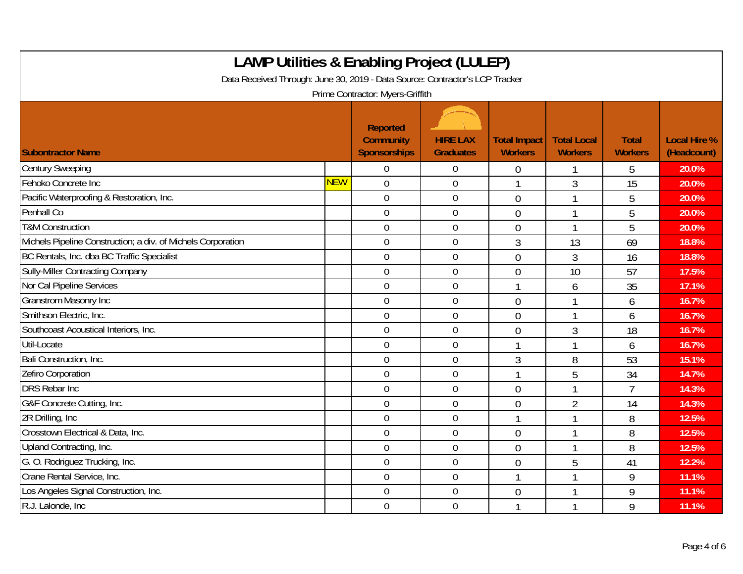# LAMP Utilities & Enabling Project (LULEP)

Data Received Through: June 30, 2019 - Data Source: Contractor's LCP Tracker

Prime Contractor: Myers-Griffith

| Subontractor Name | | Reported Community Sponsorships | HIRE LAX Graduates | Total Impact Workers | Total Local Workers | Total Workers | Local Hire % (Headcount) |
|---|---|---|---|---|---|---|---|
| Century Sweeping | | 0 | 0 | 0 | 1 | 5 | 20.0% |
| Fehoko Concrete Inc | NEW | 0 | 0 | 1 | 3 | 15 | 20.0% |
| Pacific Waterproofing & Restoration, Inc. | | 0 | 0 | 0 | 1 | 5 | 20.0% |
| Penhall Co | | 0 | 0 | 0 | 1 | 5 | 20.0% |
| T&M Construction | | 0 | 0 | 0 | 1 | 5 | 20.0% |
| Michels Pipeline Construction; a div. of Michels Corporation | | 0 | 0 | 3 | 13 | 69 | 18.8% |
| BC Rentals, Inc. dba BC Traffic Specialist | | 0 | 0 | 0 | 3 | 16 | 18.8% |
| Sully-Miller Contracting Company | | 0 | 0 | 0 | 10 | 57 | 17.5% |
| Nor Cal Pipeline Services | | 0 | 0 | 1 | 6 | 35 | 17.1% |
| Granstrom Masonry Inc | | 0 | 0 | 0 | 1 | 6 | 16.7% |
| Smithson Electric, Inc. | | 0 | 0 | 0 | 1 | 6 | 16.7% |
| Southcoast Acoustical Interiors, Inc. | | 0 | 0 | 0 | 3 | 18 | 16.7% |
| Util-Locate | | 0 | 0 | 1 | 1 | 6 | 16.7% |
| Bali Construction, Inc. | | 0 | 0 | 3 | 8 | 53 | 15.1% |
| Zefiro Corporation | | 0 | 0 | 1 | 5 | 34 | 14.7% |
| DRS Rebar Inc | | 0 | 0 | 0 | 1 | 7 | 14.3% |
| G&F Concrete Cutting, Inc. | | 0 | 0 | 0 | 2 | 14 | 14.3% |
| 2R Drilling, Inc | | 0 | 0 | 1 | 1 | 8 | 12.5% |
| Crosstown Electrical & Data, Inc. | | 0 | 0 | 0 | 1 | 8 | 12.5% |
| Upland Contracting, Inc. | | 0 | 0 | 0 | 1 | 8 | 12.5% |
| G. O. Rodriguez Trucking, Inc. | | 0 | 0 | 0 | 5 | 41 | 12.2% |
| Crane Rental Service, Inc. | | 0 | 0 | 1 | 1 | 9 | 11.1% |
| Los Angeles Signal Construction, Inc. | | 0 | 0 | 0 | 1 | 9 | 11.1% |
| R.J. Lalonde, Inc | | 0 | 0 | 1 | 1 | 9 | 11.1% |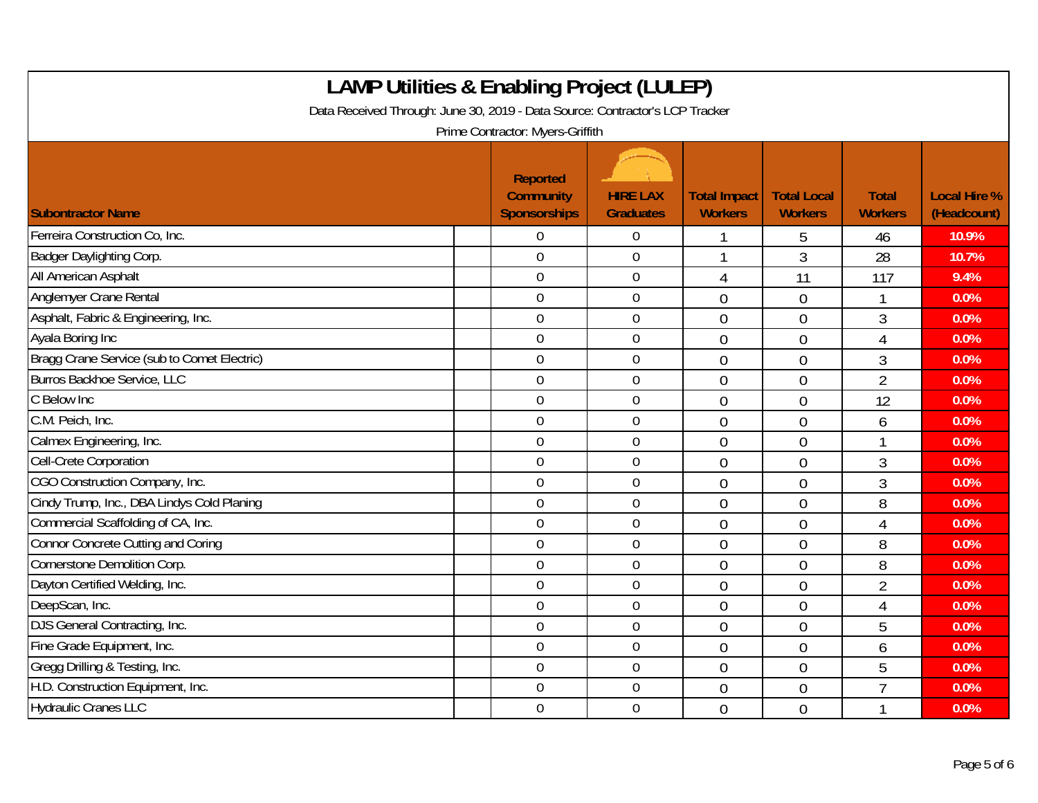# LAMP Utilities & Enabling Project (LULEP)

Data Received Through: June 30, 2019 - Data Source: Contractor's LCP Tracker

Prime Contractor: Myers-Griffith

| Subontractor Name | Reported Community Sponsorships | HIRE LAX Graduates | Total Impact Workers | Total Local Workers | Total Workers | Local Hire % (Headcount) |
|---|---|---|---|---|---|---|
| Ferreira Construction Co, Inc. | 0 | 0 | 1 | 5 | 46 | 10.9% |
| Badger Daylighting Corp. | 0 | 0 | 1 | 3 | 28 | 10.7% |
| All American Asphalt | 0 | 0 | 4 | 11 | 117 | 9.4% |
| Anglemyer Crane Rental | 0 | 0 | 0 | 0 | 1 | 0.0% |
| Asphalt, Fabric & Engineering, Inc. | 0 | 0 | 0 | 0 | 3 | 0.0% |
| Ayala Boring Inc | 0 | 0 | 0 | 0 | 4 | 0.0% |
| Bragg Crane Service (sub to Comet Electric) | 0 | 0 | 0 | 0 | 3 | 0.0% |
| Burros Backhoe Service, LLC | 0 | 0 | 0 | 0 | 2 | 0.0% |
| C Below Inc | 0 | 0 | 0 | 0 | 12 | 0.0% |
| C.M. Peich, Inc. | 0 | 0 | 0 | 0 | 6 | 0.0% |
| Calmex Engineering, Inc. | 0 | 0 | 0 | 0 | 1 | 0.0% |
| Cell-Crete Corporation | 0 | 0 | 0 | 0 | 3 | 0.0% |
| CGO Construction Company, Inc. | 0 | 0 | 0 | 0 | 3 | 0.0% |
| Cindy Trump, Inc., DBA Lindys Cold Planing | 0 | 0 | 0 | 0 | 8 | 0.0% |
| Commercial Scaffolding of CA, Inc. | 0 | 0 | 0 | 0 | 4 | 0.0% |
| Connor Concrete Cutting and Coring | 0 | 0 | 0 | 0 | 8 | 0.0% |
| Cornerstone Demolition Corp. | 0 | 0 | 0 | 0 | 8 | 0.0% |
| Dayton Certified Welding, Inc. | 0 | 0 | 0 | 0 | 2 | 0.0% |
| DeepScan, Inc. | 0 | 0 | 0 | 0 | 4 | 0.0% |
| DJS General Contracting, Inc. | 0 | 0 | 0 | 0 | 5 | 0.0% |
| Fine Grade Equipment, Inc. | 0 | 0 | 0 | 0 | 6 | 0.0% |
| Gregg Drilling & Testing, Inc. | 0 | 0 | 0 | 0 | 5 | 0.0% |
| H.D. Construction Equipment, Inc. | 0 | 0 | 0 | 0 | 7 | 0.0% |
| Hydraulic Cranes LLC | 0 | 0 | 0 | 0 | 1 | 0.0% |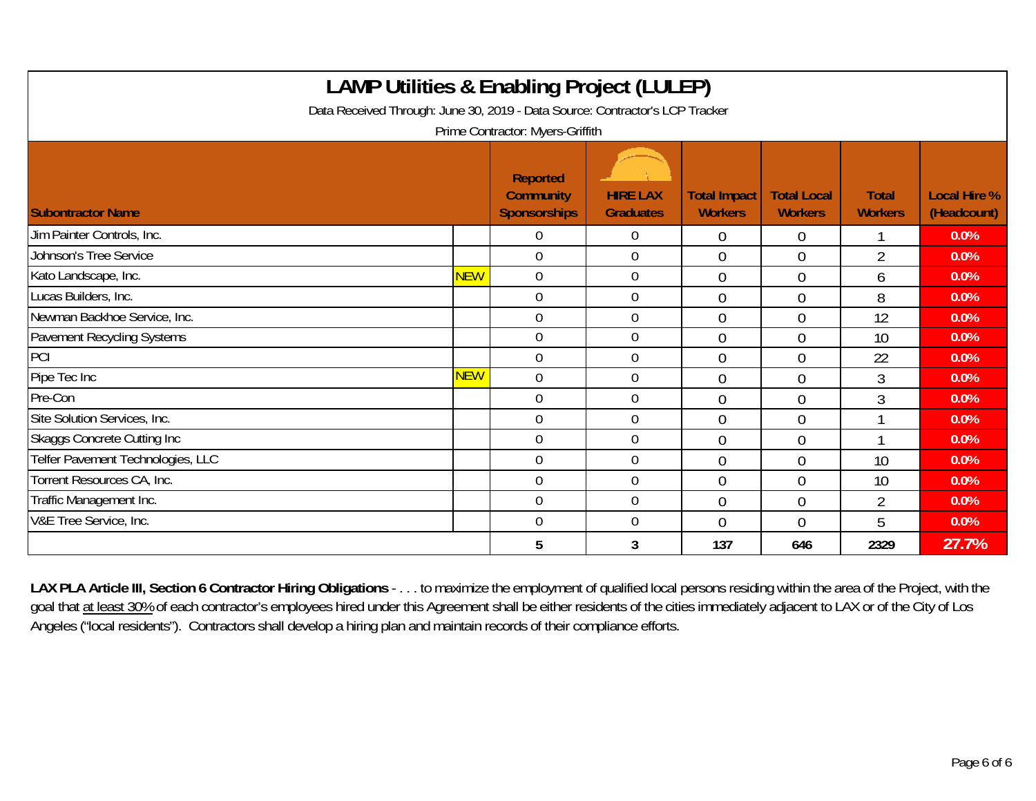# LAMP Utilities & Enabling Project (LULEP)

Data Received Through: June 30, 2019 - Data Source: Contractor's LCP Tracker

Prime Contractor: Myers-Griffith

| Subontractor Name | | Reported Community Sponsorships | HIRE LAX Graduates | Total Impact Workers | Total Local Workers | Total Workers | Local Hire % (Headcount) |
|---|---|---|---|---|---|---|---|
| Jim Painter Controls, Inc. | | 0 | 0 | 0 | 0 | 1 | 0.0% |
| Johnson's Tree Service | | 0 | 0 | 0 | 0 | 2 | 0.0% |
| Kato Landscape, Inc. | NEW | 0 | 0 | 0 | 0 | 6 | 0.0% |
| Lucas Builders, Inc. | | 0 | 0 | 0 | 0 | 8 | 0.0% |
| Newman Backhoe Service, Inc. | | 0 | 0 | 0 | 0 | 12 | 0.0% |
| Pavement Recycling Systems | | 0 | 0 | 0 | 0 | 10 | 0.0% |
| PCI | | 0 | 0 | 0 | 0 | 22 | 0.0% |
| Pipe Tec Inc | NEW | 0 | 0 | 0 | 0 | 3 | 0.0% |
| Pre-Con | | 0 | 0 | 0 | 0 | 3 | 0.0% |
| Site Solution Services, Inc. | | 0 | 0 | 0 | 0 | 1 | 0.0% |
| Skaggs Concrete Cutting Inc | | 0 | 0 | 0 | 0 | 1 | 0.0% |
| Telfer Pavement Technologies, LLC | | 0 | 0 | 0 | 0 | 10 | 0.0% |
| Torrent Resources CA, Inc. | | 0 | 0 | 0 | 0 | 10 | 0.0% |
| Traffic Management Inc. | | 0 | 0 | 0 | 0 | 2 | 0.0% |
| V&E Tree Service, Inc. | | 0 | 0 | 0 | 0 | 5 | 0.0% |
| | | **5** | **3** | **137** | **646** | **2329** | **27.7%** |

**LAX PLA Article III, Section 6 Contractor Hiring Obligations** - . . . to maximize the employment of qualified local persons residing within the area of the Project, with the goal that at least 30% of each contractor's employees hired under this Agreement shall be either residents of the cities immediately adjacent to LAX or of the City of Los Angeles ("local residents"). Contractors shall develop a hiring plan and maintain records of their compliance efforts.